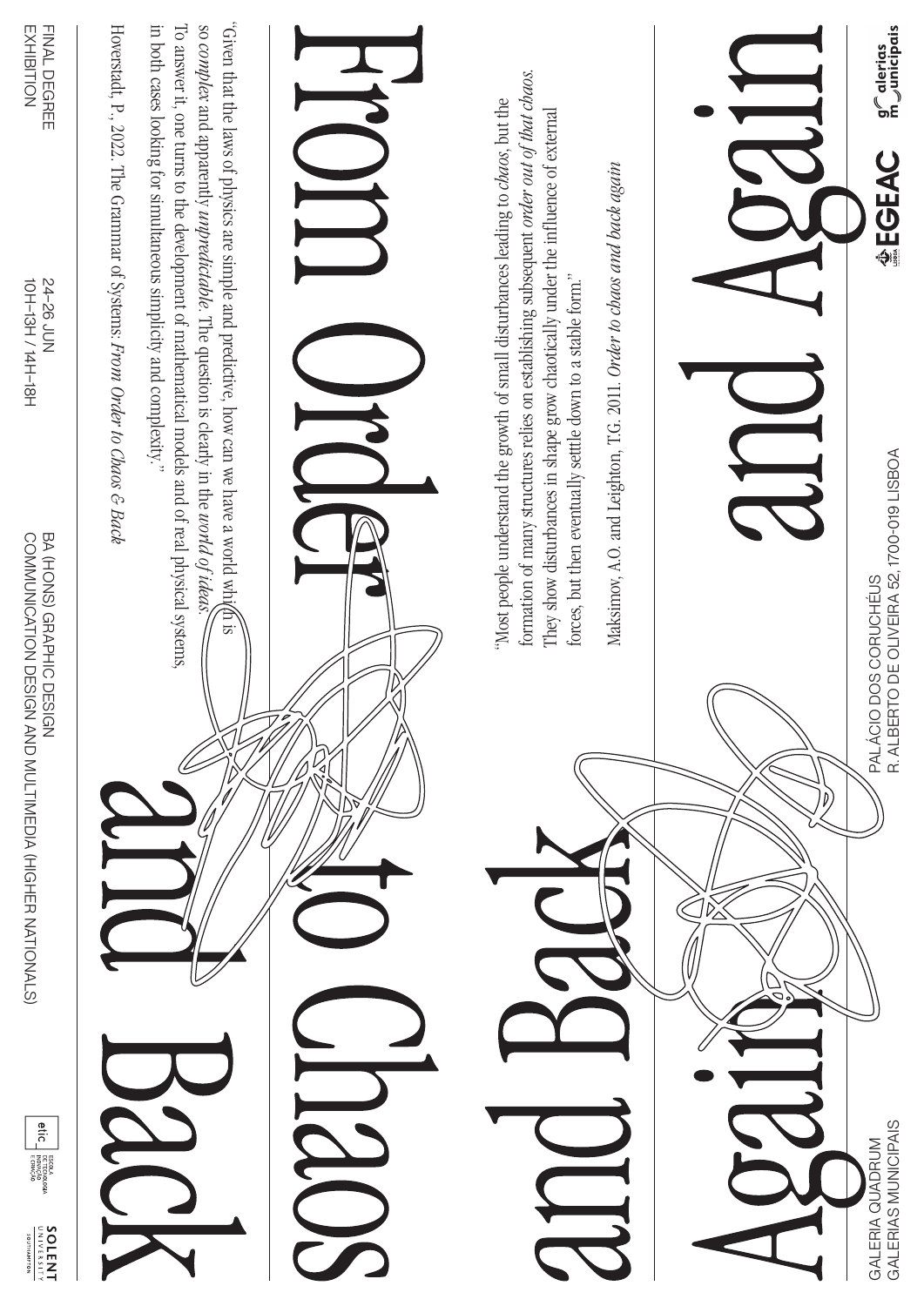# From Order to Chaos and Back

# Again and Again and Back Again

"Most people understand the growth of small disturbances leading to *chaos*, but the formation of many structures relies on establishing subsequent *order out of that chaos*. They show disturbances in shape grow chaotically under the influence of external forces, but then eventually settle down to a stable form."

Maksimov, A.O. and Leighton, T.G. 2011. *Order to chaos and back again*

"Given that the laws of physics are simple and predictive, how can we have a world which is so *complex* and apparently *unpredictable*. The question is clearly in the *world of ideas*. To answer it, one turns to the development of mathematical models and of real physical systems, in both cases looking for simultaneous simplicity and complexity."

Hoverstadt, P., 2022. The Grammar of Systems: *From Order to Chaos & Back*

FINAL DEGREE EXHIBITION

24–26 JUN
10H–13H / 14H–18H

BA (HONS) GRAPHIC DESIGN
COMMUNICATION DESIGN AND MULTIMEDIA (HIGHER NATIONALS)

PALÁCIO DOS CORUCHÉUS
R. ALBERTO DE OLIVEIRA 52, 1700-019 LISBOA

GALERIA QUADRUM
GALERIAS MUNICIPAIS

galerias municipais

EGEAC LISBOA

etic ESCOLA DE TECNOLOGIAS INOVAÇÃO E CRIAÇÃO

SOLENT UNIVERSITY SOUTHAMPTON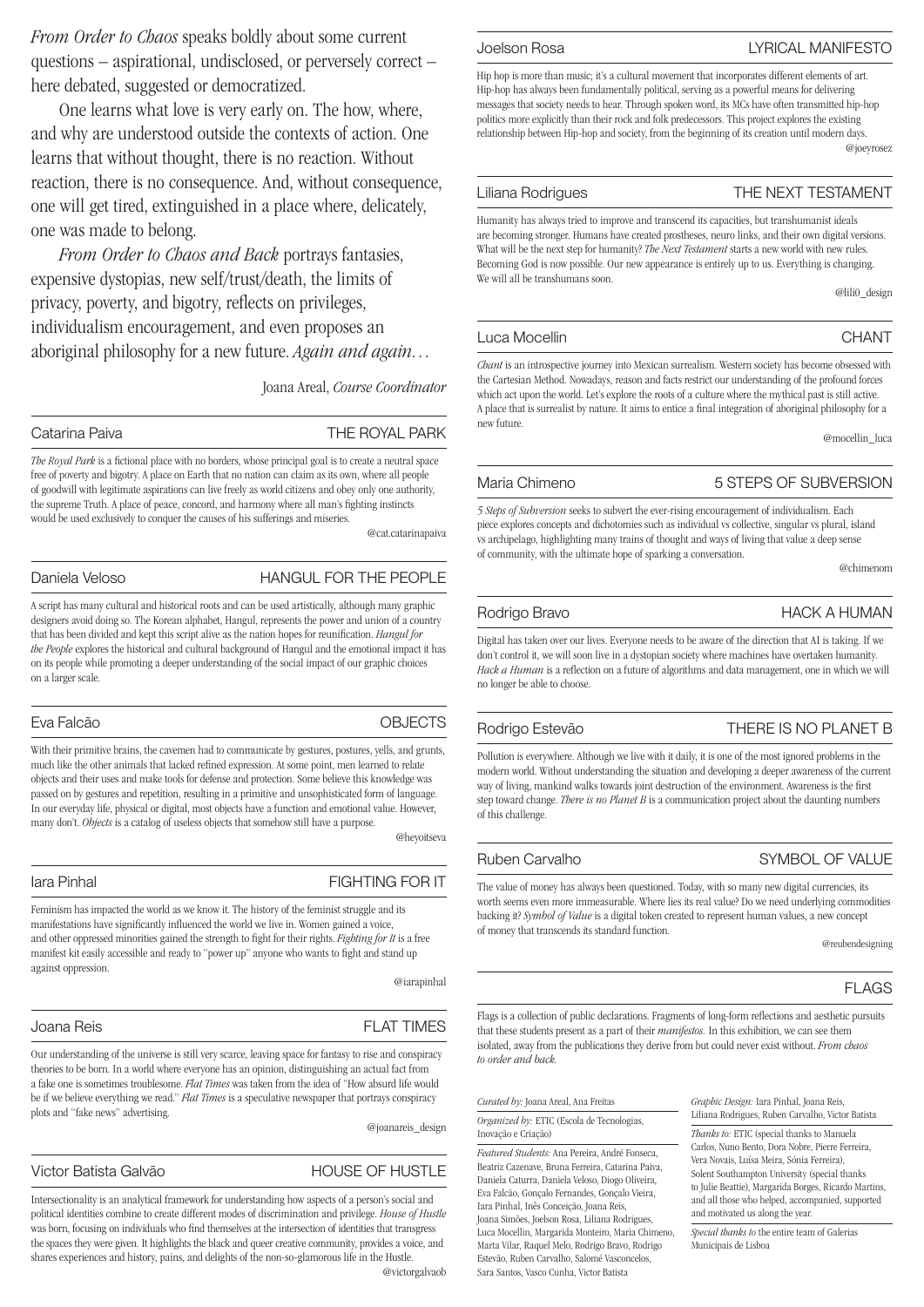*From Order to Chaos* speaks boldly about some current questions – aspirational, undisclosed, or perversely correct – here debated, suggested or democratized.

One learns what love is very early on. The how, where, and why are understood outside the contexts of action. One learns that without thought, there is no reaction. Without reaction, there is no consequence. And, without consequence, one will get tired, extinguished in a place where, delicately, one was made to belong.

*From Order to Chaos and Back* portrays fantasies, expensive dystopias, new self/trust/death, the limits of privacy, poverty, and bigotry, reflects on privileges, individualism encouragement, and even proposes an aboriginal philosophy for a new future. *Again and again…*

Joana Areal, *Course Coordinator*

---

## Catarina Paiva — THE ROYAL PARK

*The Royal Park* is a fictional place with no borders, whose principal goal is to create a neutral space free of poverty and bigotry. A place on Earth that no nation can claim as its own, where all people of goodwill with legitimate aspirations can live freely as world citizens and obey only one authority, the supreme Truth. A place of peace, concord, and harmony where all man's fighting instincts would be used exclusively to conquer the causes of his sufferings and miseries.

@cat.catarinapaiva

## Daniela Veloso — HANGUL FOR THE PEOPLE

A script has many cultural and historical roots and can be used artistically, although many graphic designers avoid doing so. The Korean alphabet, Hangul, represents the power and union of a country that has been divided and kept this script alive as the nation hopes for reunification. *Hangul for the People* explores the historical and cultural background of Hangul and the emotional impact it has on its people while promoting a deeper understanding of the social impact of our graphic choices on a larger scale.

## Eva Falcão — OBJECTS

With their primitive brains, the cavemen had to communicate by gestures, postures, yells, and grunts, much like the other animals that lacked refined expression. At some point, men learned to relate objects and their uses and make tools for defense and protection. Some believe this knowledge was passed on by gestures and repetition, resulting in a primitive and unsophisticated form of language. In our everyday life, physical or digital, most objects have a function and emotional value. However, many don't. *Objects* is a catalog of useless objects that somehow still have a purpose.

@heyoitseva

## Iara Pinhal — FIGHTING FOR IT

Feminism has impacted the world as we know it. The history of the feminist struggle and its manifestations have significantly influenced the world we live in. Women gained a voice, and other oppressed minorities gained the strength to fight for their rights. *Fighting for It* is a free manifest kit easily accessible and ready to "power up" anyone who wants to fight and stand up against oppression.

@iarapinhal

## Joana Reis — FLAT TIMES

Our understanding of the universe is still very scarce, leaving space for fantasy to rise and conspiracy theories to be born. In a world where everyone has an opinion, distinguishing an actual fact from a fake one is sometimes troublesome. *Flat Times* was taken from the idea of "How absurd life would be if we believe everything we read." *Flat Times* is a speculative newspaper that portrays conspiracy plots and "fake news" advertising.

@joanareis_design

## Victor Batista Galvão — HOUSE OF HUSTLE

Intersectionality is an analytical framework for understanding how aspects of a person's social and political identities combine to create different modes of discrimination and privilege. *House of Hustle* was born, focusing on individuals who find themselves at the intersection of identities that transgress the spaces they were given. It highlights the black and queer creative community, provides a voice, and shares experiences and history, pains, and delights of the non-so-glamorous life in the Hustle.

@victorgalvaob

## Joelson Rosa — LYRICAL MANIFESTO

Hip hop is more than music; it's a cultural movement that incorporates different elements of art. Hip-hop has always been fundamentally political, serving as a powerful means for delivering messages that society needs to hear. Through spoken word, its MCs have often transmitted hip-hop politics more explicitly than their rock and folk predecessors. This project explores the existing relationship between Hip-hop and society, from the beginning of its creation until modern days.

@joeyrosez

## Liliana Rodrigues — THE NEXT TESTAMENT

Humanity has always tried to improve and transcend its capacities, but transhumanist ideals are becoming stronger. Humans have created prostheses, neuro links, and their own digital versions. What will be the next step for humanity? *The Next Testament* starts a new world with new rules. Becoming God is now possible. Our new appearance is entirely up to us. Everything is changing. We will all be transhumans soon.

@lili0_design

## Luca Mocellin — CHANT

*Chant* is an introspective journey into Mexican surrealism. Western society has become obsessed with the Cartesian Method. Nowadays, reason and facts restrict our understanding of the profound forces which act upon the world. Let's explore the roots of a culture where the mythical past is still active. A place that is surrealist by nature. It aims to entice a final integration of aboriginal philosophy for a new future.

@mocellin_luca

## Maria Chimeno — 5 STEPS OF SUBVERSION

*5 Steps of Subversion* seeks to subvert the ever-rising encouragement of individualism. Each piece explores concepts and dichotomies such as individual vs collective, singular vs plural, island vs archipelago, highlighting many trains of thought and ways of living that value a deep sense of community, with the ultimate hope of sparking a conversation.

@chimenom

## Rodrigo Bravo — HACK A HUMAN

Digital has taken over our lives. Everyone needs to be aware of the direction that AI is taking. If we don't control it, we will soon live in a dystopian society where machines have overtaken humanity. *Hack a Human* is a reflection on a future of algorithms and data management, one in which we will no longer be able to choose.

## Rodrigo Estevão — THERE IS NO PLANET B

Pollution is everywhere. Although we live with it daily, it is one of the most ignored problems in the modern world. Without understanding the situation and developing a deeper awareness of the current way of living, mankind walks towards joint destruction of the environment. Awareness is the first step toward change. *There is no Planet B* is a communication project about the daunting numbers of this challenge.

## Ruben Carvalho — SYMBOL OF VALUE

The value of money has always been questioned. Today, with so many new digital currencies, its worth seems even more immeasurable. Where lies its real value? Do we need underlying commodities backing it? *Symbol of Value* is a digital token created to represent human values, a new concept of money that transcends its standard function.

@reubendesigning

## FLAGS

Flags is a collection of public declarations. Fragments of long-form reflections and aesthetic pursuits that these students present as a part of their *manifestos*. In this exhibition, we can see them isolated, away from the publications they derive from but could never exist without. *From chaos to order and back.*

*Curated by:* Joana Areal, Ana Freitas

*Organized by:* ETIC (Escola de Tecnologias, Inovação e Criação)

*Featured Students:* Ana Pereira, André Fonseca, Beatriz Cazenave, Bruna Ferreira, Catarina Paiva, Daniela Caturra, Daniela Veloso, Diogo Oliveira, Eva Falcão, Gonçalo Fernandes, Gonçalo Vieira, Iara Pinhal, Inês Conceição, Joana Reis, Joana Simões, Joelson Rosa, Liliana Rodrigues, Luca Mocellin, Margarida Monteiro, Maria Chimeno, Marta Vilar, Raquel Melo, Rodrigo Bravo, Rodrigo Estevão, Ruben Carvalho, Salomé Vasconcelos, Sara Santos, Vasco Cunha, Victor Batista

*Graphic Design:* Iara Pinhal, Joana Reis, Liliana Rodrigues, Ruben Carvalho, Victor Batista

*Thanks to:* ETIC (special thanks to Manuela Carlos, Nuno Bento, Dora Nobre, Pierre Ferreira, Vera Novais, Luísa Meira, Sónia Ferreira), Solent Southampton University (special thanks to Julie Beattie), Margarida Borges, Ricardo Martins, and all those who helped, accompanied, supported and motivated us along the year.

*Special thanks to* the entire team of Galerias Municipais de Lisboa